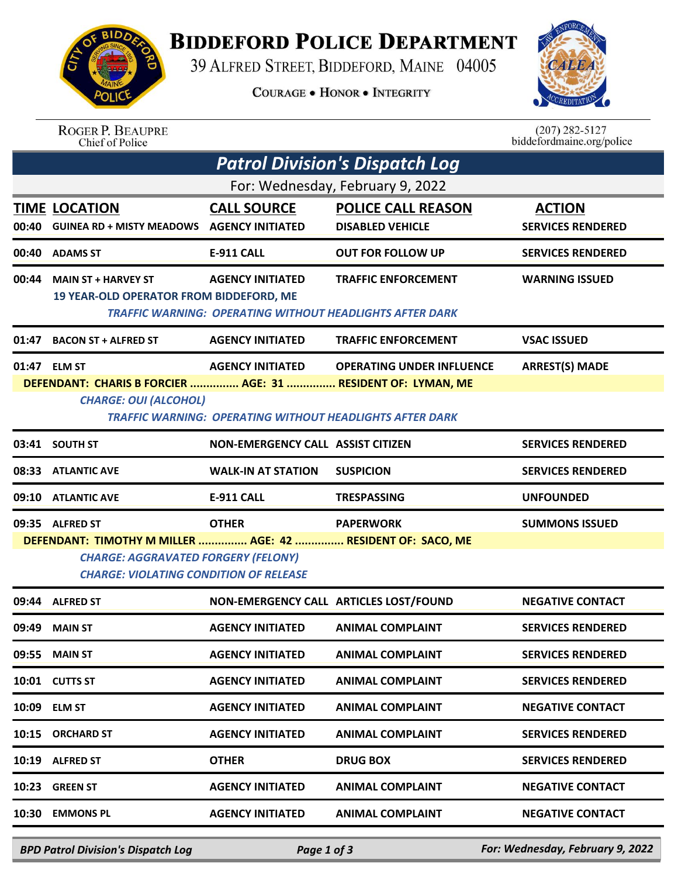# Biddeford Police Department

39 Alfred Street, Biddeford, Maine 04005

Courage • Honor • Integrity

Roger P. Beaupre
Chief of Police

(207) 282-5127
biddefordmaine.org/police

## Patrol Division's Dispatch Log

For: Wednesday, February 9, 2022

| TIME | LOCATION | CALL SOURCE | POLICE CALL REASON | ACTION |
|---|---|---|---|---|
| 00:40 | GUINEA RD + MISTY MEADOWS | AGENCY INITIATED | DISABLED VEHICLE | SERVICES RENDERED |
| 00:40 | ADAMS ST | E-911 CALL | OUT FOR FOLLOW UP | SERVICES RENDERED |
| 00:44 | MAIN ST + HARVEY ST | AGENCY INITIATED | TRAFFIC ENFORCEMENT | WARNING ISSUED |

**19 YEAR-OLD OPERATOR FROM BIDDEFORD, ME**

*TRAFFIC WARNING: OPERATING WITHOUT HEADLIGHTS AFTER DARK*

| TIME | LOCATION | CALL SOURCE | POLICE CALL REASON | ACTION |
|---|---|---|---|---|
| 01:47 | BACON ST + ALFRED ST | AGENCY INITIATED | TRAFFIC ENFORCEMENT | VSAC ISSUED |
| 01:47 | ELM ST | AGENCY INITIATED | OPERATING UNDER INFLUENCE | ARREST(S) MADE |

**DEFENDANT: CHARIS B FORCIER ............... AGE: 31 ............... RESIDENT OF: LYMAN, ME**

*CHARGE: OUI (ALCOHOL)*

*TRAFFIC WARNING: OPERATING WITHOUT HEADLIGHTS AFTER DARK*

| TIME | LOCATION | CALL SOURCE | POLICE CALL REASON | ACTION |
|---|---|---|---|---|
| 03:41 | SOUTH ST | NON-EMERGENCY CALL | ASSIST CITIZEN | SERVICES RENDERED |
| 08:33 | ATLANTIC AVE | WALK-IN AT STATION | SUSPICION | SERVICES RENDERED |
| 09:10 | ATLANTIC AVE | E-911 CALL | TRESPASSING | UNFOUNDED |
| 09:35 | ALFRED ST | OTHER | PAPERWORK | SUMMONS ISSUED |

**DEFENDANT: TIMOTHY M MILLER ............... AGE: 42 ............... RESIDENT OF: SACO, ME**

*CHARGE: AGGRAVATED FORGERY (FELONY)*

*CHARGE: VIOLATING CONDITION OF RELEASE*

| TIME | LOCATION | CALL SOURCE | POLICE CALL REASON | ACTION |
|---|---|---|---|---|
| 09:44 | ALFRED ST | NON-EMERGENCY CALL | ARTICLES LOST/FOUND | NEGATIVE CONTACT |
| 09:49 | MAIN ST | AGENCY INITIATED | ANIMAL COMPLAINT | SERVICES RENDERED |
| 09:55 | MAIN ST | AGENCY INITIATED | ANIMAL COMPLAINT | SERVICES RENDERED |
| 10:01 | CUTTS ST | AGENCY INITIATED | ANIMAL COMPLAINT | SERVICES RENDERED |
| 10:09 | ELM ST | AGENCY INITIATED | ANIMAL COMPLAINT | NEGATIVE CONTACT |
| 10:15 | ORCHARD ST | AGENCY INITIATED | ANIMAL COMPLAINT | SERVICES RENDERED |
| 10:19 | ALFRED ST | OTHER | DRUG BOX | SERVICES RENDERED |
| 10:23 | GREEN ST | AGENCY INITIATED | ANIMAL COMPLAINT | NEGATIVE CONTACT |
| 10:30 | EMMONS PL | AGENCY INITIATED | ANIMAL COMPLAINT | NEGATIVE CONTACT |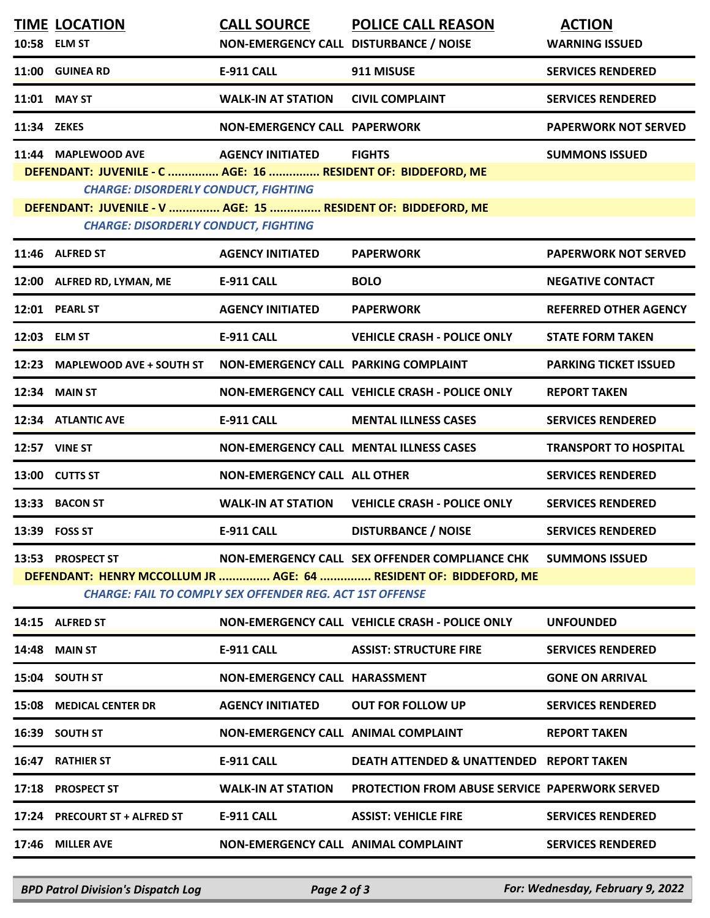| TIME | LOCATION | CALL SOURCE | POLICE CALL REASON | ACTION |
|---|---|---|---|---|
| 10:58 | ELM ST | NON-EMERGENCY CALL | DISTURBANCE / NOISE | WARNING ISSUED |
| 11:00 | GUINEA RD | E-911 CALL | 911 MISUSE | SERVICES RENDERED |
| 11:01 | MAY ST | WALK-IN AT STATION | CIVIL COMPLAINT | SERVICES RENDERED |
| 11:34 | ZEKES | NON-EMERGENCY CALL | PAPERWORK | PAPERWORK NOT SERVED |
| 11:44 | MAPLEWOOD AVE | AGENCY INITIATED | FIGHTS | SUMMONS ISSUED |
| | **DEFENDANT: JUVENILE - C ............... AGE: 16 ............... RESIDENT OF: BIDDEFORD, ME** | | | |
| | *CHARGE: DISORDERLY CONDUCT, FIGHTING* | | | |
| | **DEFENDANT: JUVENILE - V ............... AGE: 15 ............... RESIDENT OF: BIDDEFORD, ME** | | | |
| | *CHARGE: DISORDERLY CONDUCT, FIGHTING* | | | |
| 11:46 | ALFRED ST | AGENCY INITIATED | PAPERWORK | PAPERWORK NOT SERVED |
| 12:00 | ALFRED RD, LYMAN, ME | E-911 CALL | BOLO | NEGATIVE CONTACT |
| 12:01 | PEARL ST | AGENCY INITIATED | PAPERWORK | REFERRED OTHER AGENCY |
| 12:03 | ELM ST | E-911 CALL | VEHICLE CRASH - POLICE ONLY | STATE FORM TAKEN |
| 12:23 | MAPLEWOOD AVE + SOUTH ST | NON-EMERGENCY CALL | PARKING COMPLAINT | PARKING TICKET ISSUED |
| 12:34 | MAIN ST | NON-EMERGENCY CALL | VEHICLE CRASH - POLICE ONLY | REPORT TAKEN |
| 12:34 | ATLANTIC AVE | E-911 CALL | MENTAL ILLNESS CASES | SERVICES RENDERED |
| 12:57 | VINE ST | NON-EMERGENCY CALL | MENTAL ILLNESS CASES | TRANSPORT TO HOSPITAL |
| 13:00 | CUTTS ST | NON-EMERGENCY CALL | ALL OTHER | SERVICES RENDERED |
| 13:33 | BACON ST | WALK-IN AT STATION | VEHICLE CRASH - POLICE ONLY | SERVICES RENDERED |
| 13:39 | FOSS ST | E-911 CALL | DISTURBANCE / NOISE | SERVICES RENDERED |
| 13:53 | PROSPECT ST | NON-EMERGENCY CALL | SEX OFFENDER COMPLIANCE CHK | SUMMONS ISSUED |
| | **DEFENDANT: HENRY MCCOLLUM JR ............... AGE: 64 ............... RESIDENT OF: BIDDEFORD, ME** | | | |
| | *CHARGE: FAIL TO COMPLY SEX OFFENDER REG. ACT 1ST OFFENSE* | | | |
| 14:15 | ALFRED ST | NON-EMERGENCY CALL | VEHICLE CRASH - POLICE ONLY | UNFOUNDED |
| 14:48 | MAIN ST | E-911 CALL | ASSIST: STRUCTURE FIRE | SERVICES RENDERED |
| 15:04 | SOUTH ST | NON-EMERGENCY CALL | HARASSMENT | GONE ON ARRIVAL |
| 15:08 | MEDICAL CENTER DR | AGENCY INITIATED | OUT FOR FOLLOW UP | SERVICES RENDERED |
| 16:39 | SOUTH ST | NON-EMERGENCY CALL | ANIMAL COMPLAINT | REPORT TAKEN |
| 16:47 | RATHIER ST | E-911 CALL | DEATH ATTENDED & UNATTENDED | REPORT TAKEN |
| 17:18 | PROSPECT ST | WALK-IN AT STATION | PROTECTION FROM ABUSE SERVICE | PAPERWORK SERVED |
| 17:24 | PRECOURT ST + ALFRED ST | E-911 CALL | ASSIST: VEHICLE FIRE | SERVICES RENDERED |
| 17:46 | MILLER AVE | NON-EMERGENCY CALL | ANIMAL COMPLAINT | SERVICES RENDERED |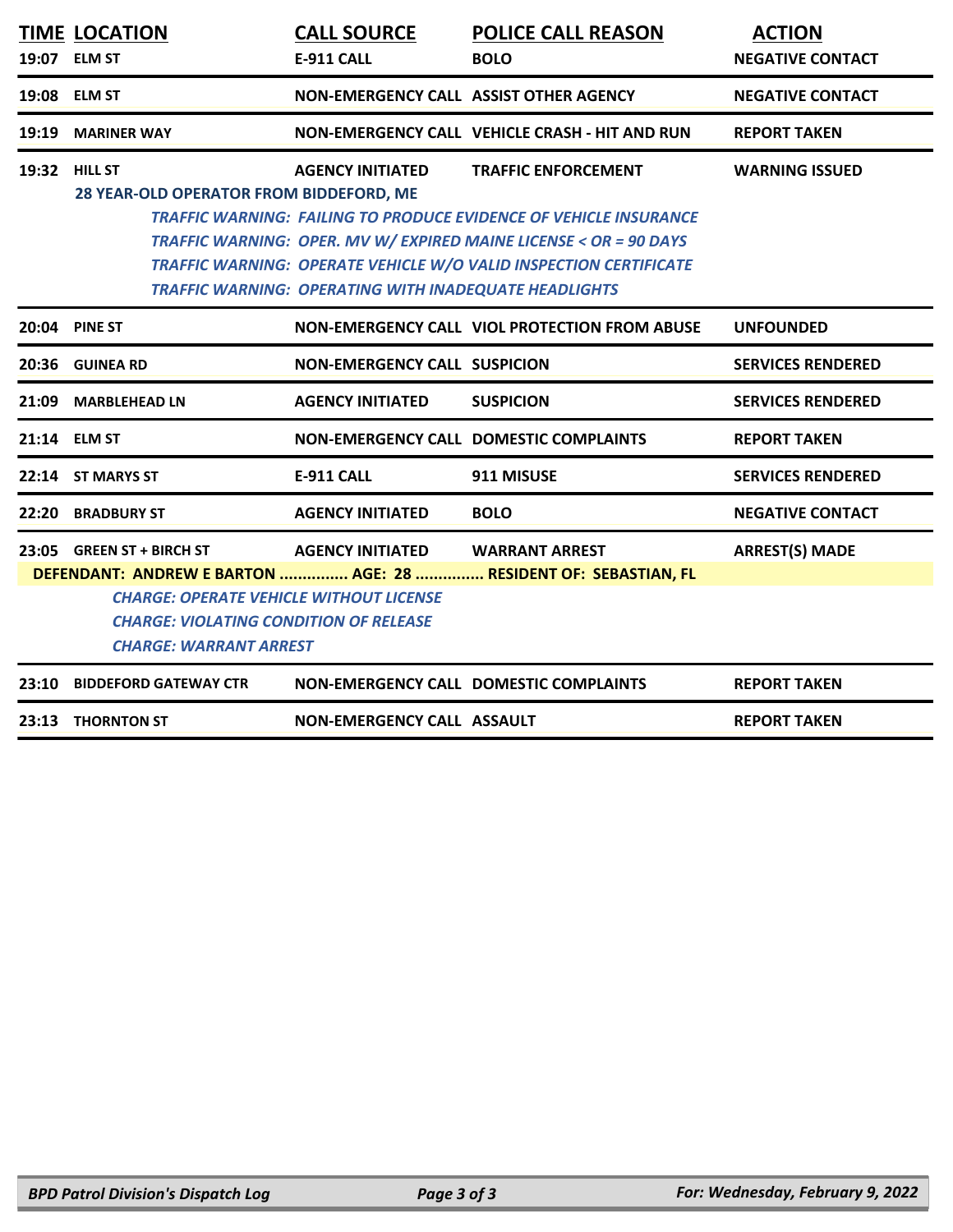| TIME | LOCATION | CALL SOURCE | POLICE CALL REASON | ACTION |
| --- | --- | --- | --- | --- |
| 19:07 | ELM ST | E-911 CALL | BOLO | NEGATIVE CONTACT |
| 19:08 | ELM ST | NON-EMERGENCY CALL | ASSIST OTHER AGENCY | NEGATIVE CONTACT |
| 19:19 | MARINER WAY | NON-EMERGENCY CALL | VEHICLE CRASH - HIT AND RUN | REPORT TAKEN |
| 19:32 | HILL ST | AGENCY INITIATED | TRAFFIC ENFORCEMENT | WARNING ISSUED |

**28 YEAR-OLD OPERATOR FROM BIDDEFORD, ME**

*TRAFFIC WARNING: FAILING TO PRODUCE EVIDENCE OF VEHICLE INSURANCE*
*TRAFFIC WARNING: OPER. MV W/ EXPIRED MAINE LICENSE < OR = 90 DAYS*
*TRAFFIC WARNING: OPERATE VEHICLE W/O VALID INSPECTION CERTIFICATE*
*TRAFFIC WARNING: OPERATING WITH INADEQUATE HEADLIGHTS*

| TIME | LOCATION | CALL SOURCE | POLICE CALL REASON | ACTION |
| --- | --- | --- | --- | --- |
| 20:04 | PINE ST | NON-EMERGENCY CALL | VIOL PROTECTION FROM ABUSE | UNFOUNDED |
| 20:36 | GUINEA RD | NON-EMERGENCY CALL | SUSPICION | SERVICES RENDERED |
| 21:09 | MARBLEHEAD LN | AGENCY INITIATED | SUSPICION | SERVICES RENDERED |
| 21:14 | ELM ST | NON-EMERGENCY CALL | DOMESTIC COMPLAINTS | REPORT TAKEN |
| 22:14 | ST MARYS ST | E-911 CALL | 911 MISUSE | SERVICES RENDERED |
| 22:20 | BRADBURY ST | AGENCY INITIATED | BOLO | NEGATIVE CONTACT |
| 23:05 | GREEN ST + BIRCH ST | AGENCY INITIATED | WARRANT ARREST | ARREST(S) MADE |

**DEFENDANT: ANDREW E BARTON ............... AGE: 28 ............... RESIDENT OF: SEBASTIAN, FL**

*CHARGE: OPERATE VEHICLE WITHOUT LICENSE*
*CHARGE: VIOLATING CONDITION OF RELEASE*
*CHARGE: WARRANT ARREST*

| TIME | LOCATION | CALL SOURCE | POLICE CALL REASON | ACTION |
| --- | --- | --- | --- | --- |
| 23:10 | BIDDEFORD GATEWAY CTR | NON-EMERGENCY CALL | DOMESTIC COMPLAINTS | REPORT TAKEN |
| 23:13 | THORNTON ST | NON-EMERGENCY CALL | ASSAULT | REPORT TAKEN |